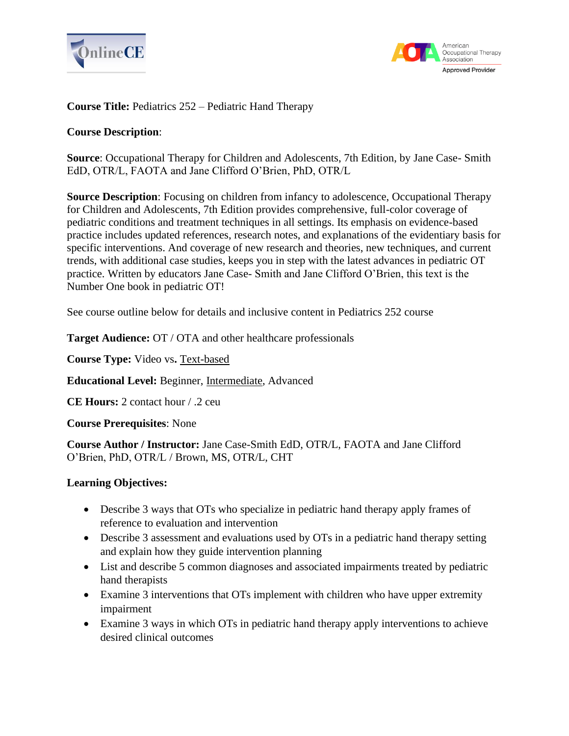**Course Title:** Pediatrics 252 – Pediatric Hand Therapy

**Course Description**:

**Source**: Occupational Therapy for Children and Adolescents, 7th Edition, by Jane Case- Smith EdD, OTR/L, FAOTA and Jane Clifford O'Brien, PhD, OTR/L

**Source Description**: Focusing on children from infancy to adolescence, Occupational Therapy for Children and Adolescents, 7th Edition provides comprehensive, full-color coverage of pediatric conditions and treatment techniques in all settings. Its emphasis on evidence-based practice includes updated references, research notes, and explanations of the evidentiary basis for specific interventions. And coverage of new research and theories, new techniques, and current trends, with additional case studies, keeps you in step with the latest advances in pediatric OT practice. Written by educators Jane Case- Smith and Jane Clifford O'Brien, this text is the Number One book in pediatric OT!

See course outline below for details and inclusive content in Pediatrics 252 course

**Target Audience:** OT / OTA and other healthcare professionals

**Course Type:** Video vs**.** <u>Text-based</u>

**Educational Level:** Beginner, <u>Intermediate</u>, Advanced

**CE Hours:** 2 contact hour / .2 ceu

**Course Prerequisites**: None

**Course Author / Instructor:** Jane Case-Smith EdD, OTR/L, FAOTA and Jane Clifford O'Brien, PhD, OTR/L / Brown, MS, OTR/L, CHT

**Learning Objectives:**

- Describe 3 ways that OTs who specialize in pediatric hand therapy apply frames of reference to evaluation and intervention
- Describe 3 assessment and evaluations used by OTs in a pediatric hand therapy setting and explain how they guide intervention planning
- List and describe 5 common diagnoses and associated impairments treated by pediatric hand therapists
- Examine 3 interventions that OTs implement with children who have upper extremity impairment
- Examine 3 ways in which OTs in pediatric hand therapy apply interventions to achieve desired clinical outcomes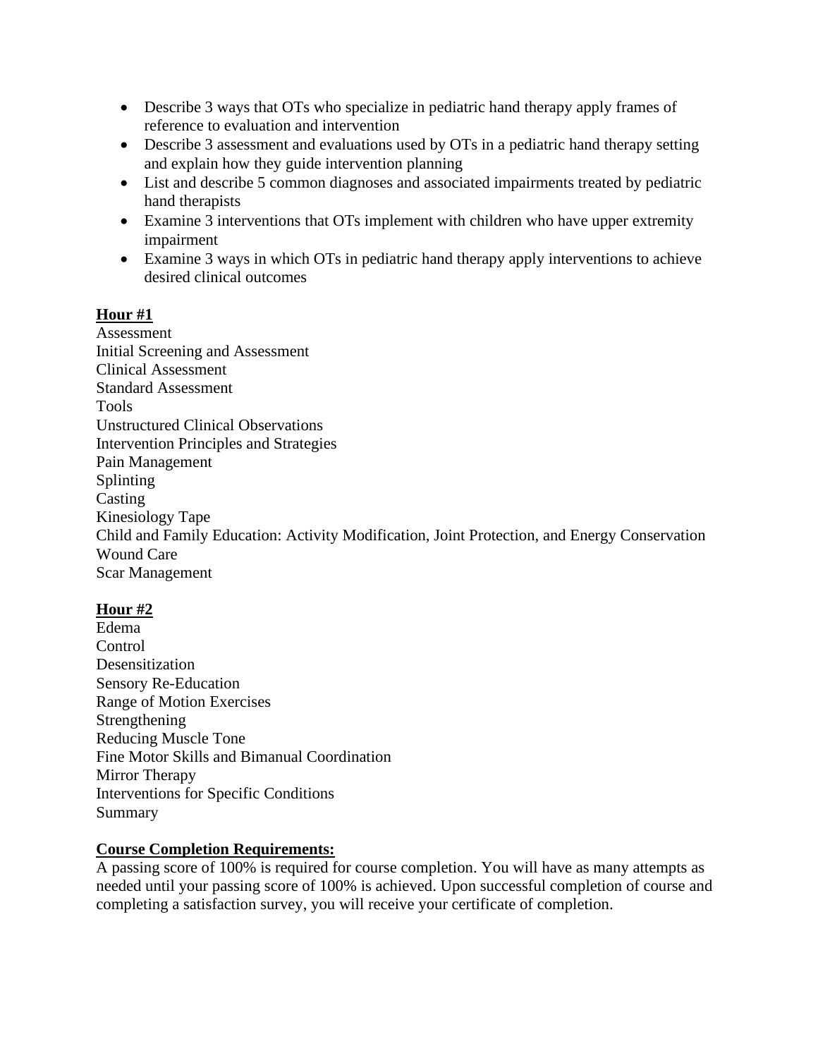- Describe 3 ways that OTs who specialize in pediatric hand therapy apply frames of reference to evaluation and intervention
- Describe 3 assessment and evaluations used by OTs in a pediatric hand therapy setting and explain how they guide intervention planning
- List and describe 5 common diagnoses and associated impairments treated by pediatric hand therapists
- Examine 3 interventions that OTs implement with children who have upper extremity impairment
- Examine 3 ways in which OTs in pediatric hand therapy apply interventions to achieve desired clinical outcomes

**Hour #1**

Assessment
Initial Screening and Assessment
Clinical Assessment
Standard Assessment
Tools
Unstructured Clinical Observations
Intervention Principles and Strategies
Pain Management
Splinting
Casting
Kinesiology Tape
Child and Family Education: Activity Modification, Joint Protection, and Energy Conservation
Wound Care
Scar Management

**Hour #2**

Edema
Control
Desensitization
Sensory Re-Education
Range of Motion Exercises
Strengthening
Reducing Muscle Tone
Fine Motor Skills and Bimanual Coordination
Mirror Therapy
Interventions for Specific Conditions
Summary

**Course Completion Requirements:**

A passing score of 100% is required for course completion. You will have as many attempts as needed until your passing score of 100% is achieved. Upon successful completion of course and completing a satisfaction survey, you will receive your certificate of completion.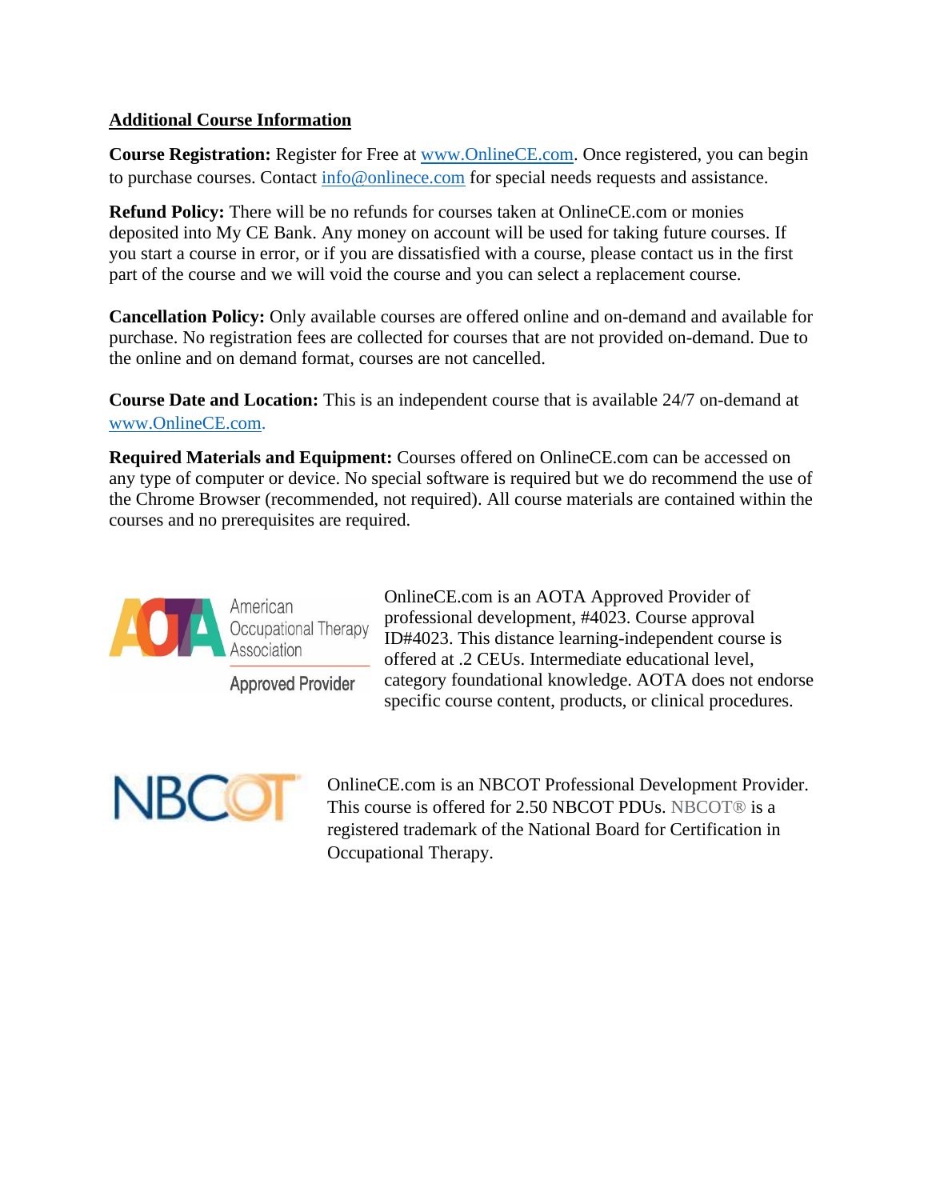## Additional Course Information

**Course Registration:** Register for Free at www.OnlineCE.com. Once registered, you can begin to purchase courses. Contact info@onlinece.com for special needs requests and assistance.

**Refund Policy:** There will be no refunds for courses taken at OnlineCE.com or monies deposited into My CE Bank. Any money on account will be used for taking future courses. If you start a course in error, or if you are dissatisfied with a course, please contact us in the first part of the course and we will void the course and you can select a replacement course.

**Cancellation Policy:** Only available courses are offered online and on-demand and available for purchase. No registration fees are collected for courses that are not provided on-demand. Due to the online and on demand format, courses are not cancelled.

**Course Date and Location:** This is an independent course that is available 24/7 on-demand at www.OnlineCE.com.

**Required Materials and Equipment:** Courses offered on OnlineCE.com can be accessed on any type of computer or device. No special software is required but we do recommend the use of the Chrome Browser (recommended, not required). All course materials are contained within the courses and no prerequisites are required.

American Occupational Therapy Association Approved Provider

OnlineCE.com is an AOTA Approved Provider of professional development, #4023. Course approval ID#4023. This distance learning-independent course is offered at .2 CEUs. Intermediate educational level, category foundational knowledge. AOTA does not endorse specific course content, products, or clinical procedures.

NBCOT

OnlineCE.com is an NBCOT Professional Development Provider. This course is offered for 2.50 NBCOT PDUs. NBCOT® is a registered trademark of the National Board for Certification in Occupational Therapy.